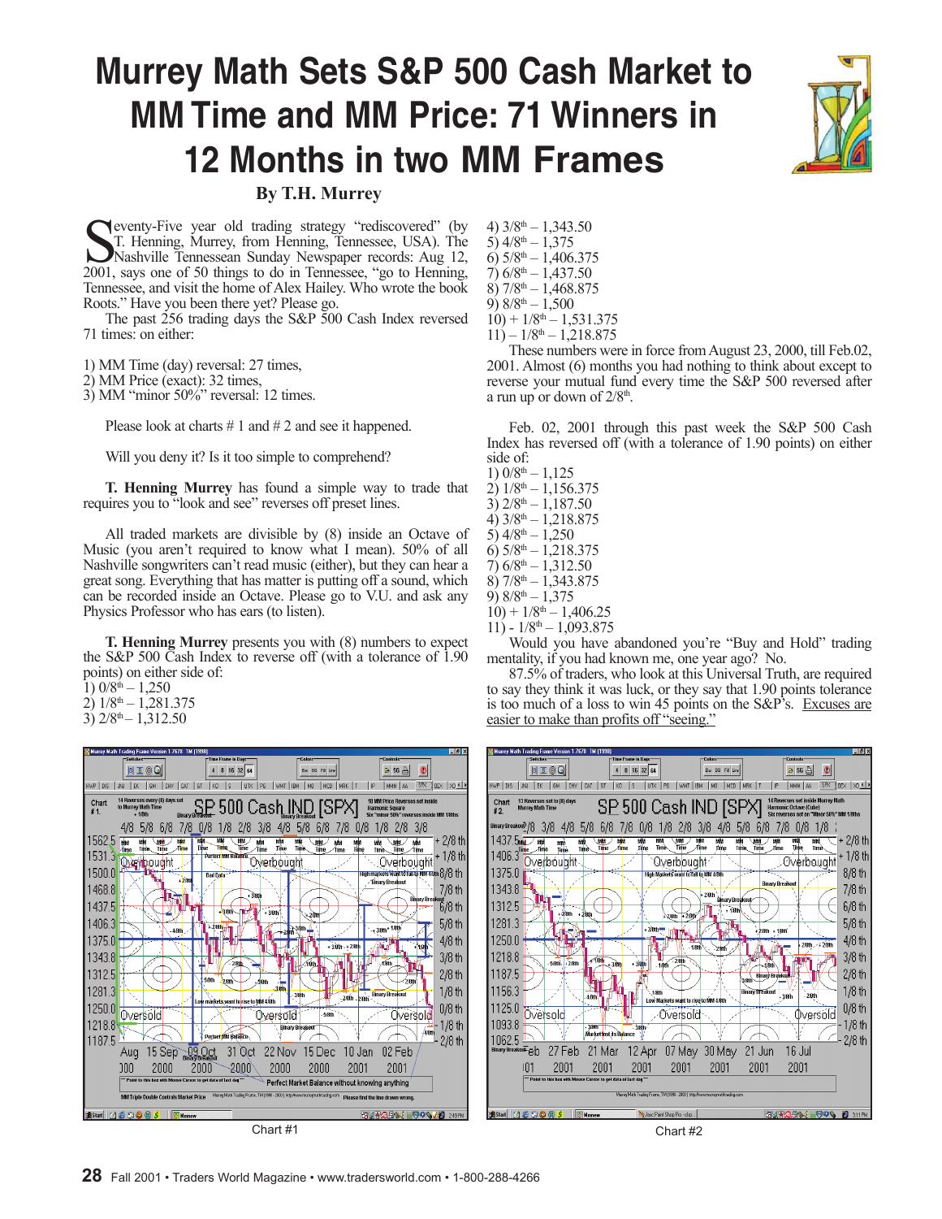# Murrey Math Sets S&P 500 Cash Market to MM Time and MM Price: 71 Winners in 12 Months in two MM Frames

**By T.H. Murrey**

Seventy-Five year old trading strategy "rediscovered" (by T. Henning, Murrey, from Henning, Tennessee, USA). The Nashville Tennessean Sunday Newspaper records: Aug 12, 2001, says one of 50 things to do in Tennessee, "go to Henning, Tennessee, and visit the home of Alex Hailey. Who wrote the book Roots." Have you been there yet? Please go.

The past 256 trading days the S&P 500 Cash Index reversed 71 times: on either:

1) MM Time (day) reversal: 27 times,
2) MM Price (exact): 32 times,
3) MM "minor 50%" reversal: 12 times.

Please look at charts # 1 and # 2 and see it happened.

Will you deny it? Is it too simple to comprehend?

**T. Henning Murrey** has found a simple way to trade that requires you to "look and see" reverses off preset lines.

All traded markets are divisible by (8) inside an Octave of Music (you aren't required to know what I mean). 50% of all Nashville songwriters can't read music (either), but they can hear a great song. Everything that has matter is putting off a sound, which can be recorded inside an Octave. Please go to V.U. and ask any Physics Professor who has ears (to listen).

**T. Henning Murrey** presents you with (8) numbers to expect the S&P 500 Cash Index to reverse off (with a tolerance of 1.90 points) on either side of:

1) 0/8th – 1,250
2) 1/8th – 1,281.375
3) 2/8th – 1,312.50
4) 3/8th – 1,343.50
5) 4/8th – 1,375
6) 5/8th – 1,406.375
7) 6/8th – 1,437.50
8) 7/8th – 1,468.875
9) 8/8th – 1,500
10) + 1/8th – 1,531.375
11) – 1/8th – 1,218.875

These numbers were in force from August 23, 2000, till Feb.02, 2001. Almost (6) months you had nothing to think about except to reverse your mutual fund every time the S&P 500 reversed after a run up or down of 2/8th.

Feb. 02, 2001 through this past week the S&P 500 Cash Index has reversed off (with a tolerance of 1.90 points) on either side of:

1) 0/8th – 1,125
2) 1/8th – 1,156.375
3) 2/8th – 1,187.50
4) 3/8th – 1,218.875
5) 4/8th – 1,250
6) 5/8th – 1,218.375
7) 6/8th – 1,312.50
8) 7/8th – 1,343.875
9) 8/8th – 1,375
10) + 1/8th – 1,406.25
11) - 1/8th – 1,093.875

Would you have abandoned you're "Buy and Hold" trading mentality, if you had known me, one year ago? No.

87.5% of traders, who look at this Universal Truth, are required to say they think it was luck, or they say that 1.90 points tolerance is too much of a loss to win 45 points on the S&P's. Excuses are easier to make than profits off "seeing."

Chart #1

Chart #2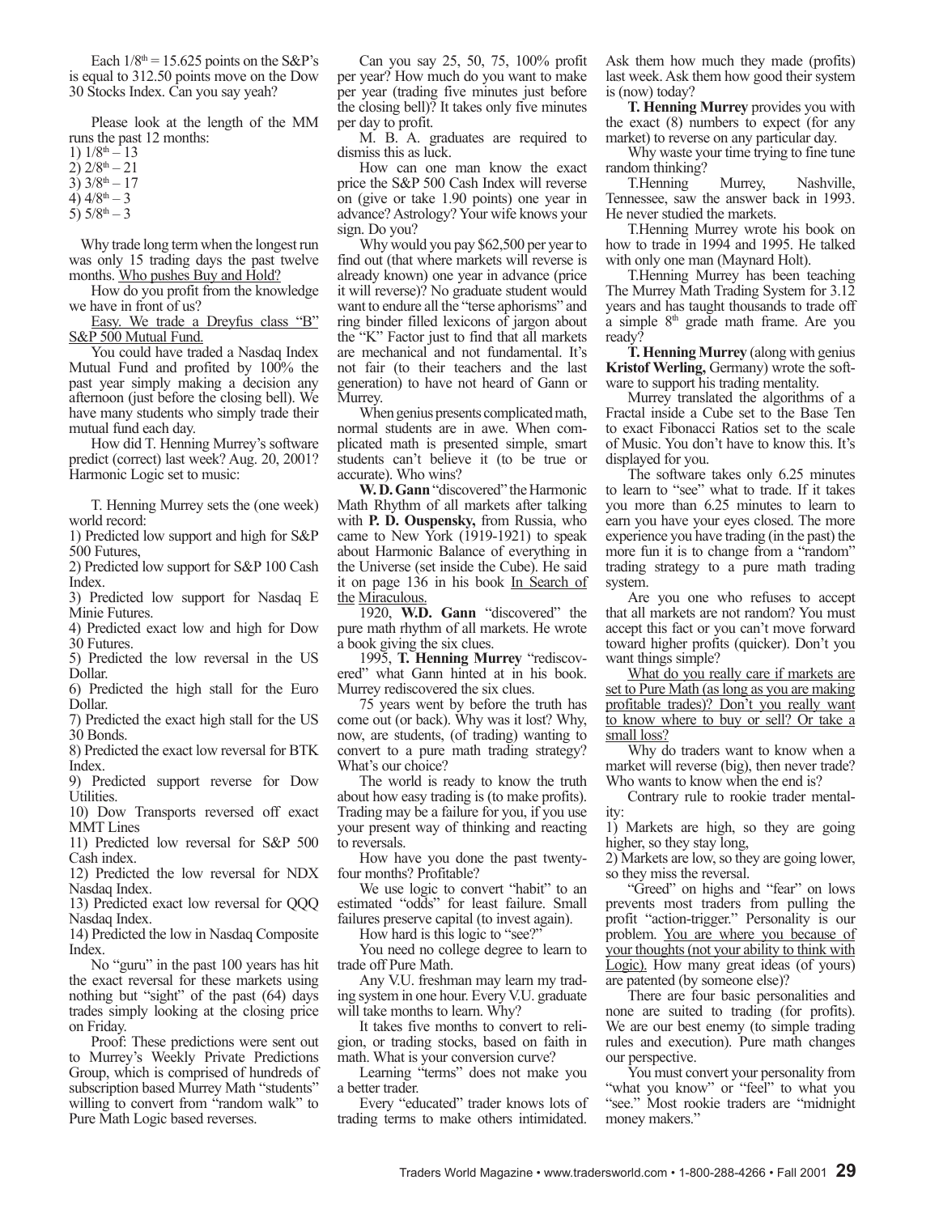Each $1/8^{th}$ = 15.625 points on the S&P's is equal to 312.50 points move on the Dow 30 Stocks Index. Can you say yeah?

Please look at the length of the MM runs the past 12 months:

1) $1/8^{th}$ – 13
2) $2/8^{th}$ – 21
3) $3/8^{th}$ – 17
4) $4/8^{th}$ – 3
5) $5/8^{th}$ – 3

Why trade long term when the longest run was only 15 trading days the past twelve months. <u>Who pushes Buy and Hold?</u>

How do you profit from the knowledge we have in front of us?

<u>Easy. We trade a Dreyfus class "B" S&P 500 Mutual Fund.</u>

You could have traded a Nasdaq Index Mutual Fund and profited by 100% the past year simply making a decision any afternoon (just before the closing bell). We have many students who simply trade their mutual fund each day.

How did T. Henning Murrey's software predict (correct) last week? Aug. 20, 2001? Harmonic Logic set to music:

T. Henning Murrey sets the (one week) world record:

1) Predicted low support and high for S&P 500 Futures,
2) Predicted low support for S&P 100 Cash Index.
3) Predicted low support for Nasdaq E Minie Futures.
4) Predicted exact low and high for Dow 30 Futures.
5) Predicted the low reversal in the US Dollar.
6) Predicted the high stall for the Euro Dollar.
7) Predicted the exact high stall for the US 30 Bonds.
8) Predicted the exact low reversal for BTK Index.
9) Predicted support reverse for Dow Utilities.
10) Dow Transports reversed off exact MMT Lines
11) Predicted low reversal for S&P 500 Cash index.
12) Predicted the low reversal for NDX Nasdaq Index.
13) Predicted exact low reversal for QQQ Nasdaq Index.
14) Predicted the low in Nasdaq Composite Index.

No "guru" in the past 100 years has hit the exact reversal for these markets using nothing but "sight" of the past (64) days trades simply looking at the closing price on Friday.

Proof: These predictions were sent out to Murrey's Weekly Private Predictions Group, which is comprised of hundreds of subscription based Murrey Math "students" willing to convert from "random walk" to Pure Math Logic based reverses.

Can you say 25, 50, 75, 100% profit per year? How much do you want to make per year (trading five minutes just before the closing bell)? It takes only five minutes per day to profit.

M. B. A. graduates are required to dismiss this as luck.

How can one man know the exact price the S&P 500 Cash Index will reverse on (give or take 1.90 points) one year in advance? Astrology? Your wife knows your sign. Do you?

Why would you pay $62,500 per year to find out (that where markets will reverse is already known) one year in advance (price it will reverse)? No graduate student would want to endure all the "terse aphorisms" and ring binder filled lexicons of jargon about the "K" Factor just to find that all markets are mechanical and not fundamental. It's not fair (to their teachers and the last generation) to have not heard of Gann or Murrey.

When genius presents complicated math, normal students are in awe. When complicated math is presented simple, smart students can't believe it (to be true or accurate). Who wins?

**W. D. Gann** "discovered" the Harmonic Math Rhythm of all markets after talking with **P. D. Ouspensky,** from Russia, who came to New York (1919-1921) to speak about Harmonic Balance of everything in the Universe (set inside the Cube). He said it on page 136 in his book <u>In Search of the Miraculous.</u>

1920, **W.D. Gann** "discovered" the pure math rhythm of all markets. He wrote a book giving the six clues.

1995, **T. Henning Murrey** "rediscovered" what Gann hinted at in his book. Murrey rediscovered the six clues.

75 years went by before the truth has come out (or back). Why was it lost? Why, now, are students, (of trading) wanting to convert to a pure math trading strategy? What's our choice?

The world is ready to know the truth about how easy trading is (to make profits). Trading may be a failure for you, if you use your present way of thinking and reacting to reversals.

How have you done the past twenty-four months? Profitable?

We use logic to convert "habit" to an estimated "odds" for least failure. Small failures preserve capital (to invest again).

How hard is this logic to "see?"

You need no college degree to learn to trade off Pure Math.

Any V.U. freshman may learn my trading system in one hour. Every V.U. graduate will take months to learn. Why?

It takes five months to convert to religion, or trading stocks, based on faith in math. What is your conversion curve?

Learning "terms" does not make you a better trader.

Every "educated" trader knows lots of trading terms to make others intimidated. Ask them how much they made (profits) last week. Ask them how good their system is (now) today?

**T. Henning Murrey** provides you with the exact (8) numbers to expect (for any market) to reverse on any particular day.

Why waste your time trying to fine tune random thinking?

T.Henning Murrey, Nashville, Tennessee, saw the answer back in 1993. He never studied the markets.

T.Henning Murrey wrote his book on how to trade in 1994 and 1995. He talked with only one man (Maynard Holt).

T.Henning Murrey has been teaching The Murrey Math Trading System for 3.12 years and has taught thousands to trade off a simple $8^{th}$ grade math frame. Are you ready?

**T. Henning Murrey** (along with genius **Kristof Werling,** Germany) wrote the software to support his trading mentality.

Murrey translated the algorithms of a Fractal inside a Cube set to the Base Ten to exact Fibonacci Ratios set to the scale of Music. You don't have to know this. It's displayed for you.

The software takes only 6.25 minutes to learn to "see" what to trade. If it takes you more than 6.25 minutes to learn to earn you have your eyes closed. The more experience you have trading (in the past) the more fun it is to change from a "random" trading strategy to a pure math trading system.

Are you one who refuses to accept that all markets are not random? You must accept this fact or you can't move forward toward higher profits (quicker). Don't you want things simple?

<u>What do you really care if markets are set to Pure Math (as long as you are making profitable trades)? Don't you really want to know where to buy or sell? Or take a small loss?</u>

Why do traders want to know when a market will reverse (big), then never trade? Who wants to know when the end is?

Contrary rule to rookie trader mentality:

1) Markets are high, so they are going higher, so they stay long,
2) Markets are low, so they are going lower, so they miss the reversal.

"Greed" on highs and "fear" on lows prevents most traders from pulling the profit "action-trigger." Personality is our problem. <u>You are where you because of your thoughts (not your ability to think with Logic).</u> How many great ideas (of yours) are patented (by someone else)?

There are four basic personalities and none are suited to trading (for profits). We are our best enemy (to simple trading rules and execution). Pure math changes our perspective.

You must convert your personality from "what you know" or "feel" to what you "see." Most rookie traders are "midnight money makers."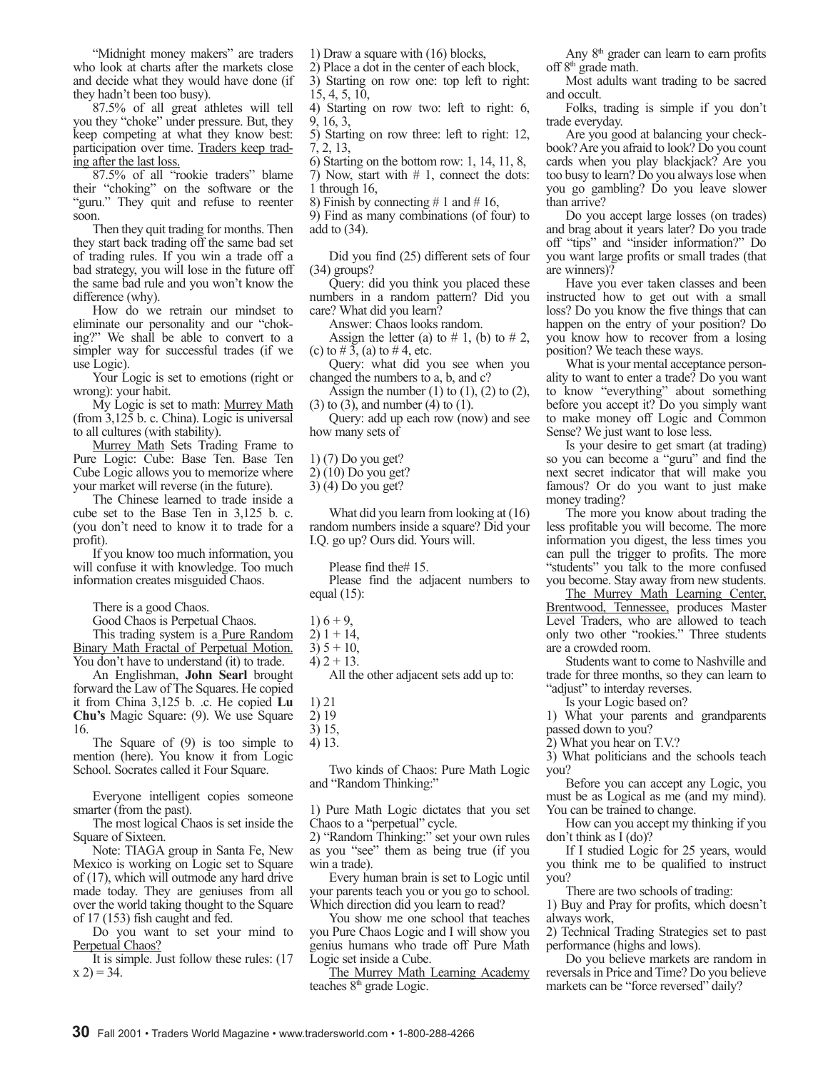"Midnight money makers" are traders who look at charts after the markets close and decide what they would have done (if they hadn't been too busy).

87.5% of all great athletes will tell you they "choke" under pressure. But, they keep competing at what they know best: participation over time. Traders keep trading after the last loss.

87.5% of all "rookie traders" blame their "choking" on the software or the "guru." They quit and refuse to reenter soon.

Then they quit trading for months. Then they start back trading off the same bad set of trading rules. If you win a trade off a bad strategy, you will lose in the future off the same bad rule and you won't know the difference (why).

How do we retrain our mindset to eliminate our personality and our "choking?" We shall be able to convert to a simpler way for successful trades (if we use Logic).

Your Logic is set to emotions (right or wrong): your habit.

My Logic is set to math: Murrey Math (from 3,125 b. c. China). Logic is universal to all cultures (with stability).

Murrey Math Sets Trading Frame to Pure Logic: Cube: Base Ten. Base Ten Cube Logic allows you to memorize where your market will reverse (in the future).

The Chinese learned to trade inside a cube set to the Base Ten in 3,125 b. c. (you don't need to know it to trade for a profit).

If you know too much information, you will confuse it with knowledge. Too much information creates misguided Chaos.

There is a good Chaos.

Good Chaos is Perpetual Chaos.

This trading system is a Pure Random Binary Math Fractal of Perpetual Motion. You don't have to understand (it) to trade.

An Englishman, **John Searl** brought forward the Law of The Squares. He copied it from China 3,125 b. .c. He copied **Lu Chu's** Magic Square: (9). We use Square 16.

The Square of (9) is too simple to mention (here). You know it from Logic School. Socrates called it Four Square.

Everyone intelligent copies someone smarter (from the past).

The most logical Chaos is set inside the Square of Sixteen.

Note: TIAGA group in Santa Fe, New Mexico is working on Logic set to Square of (17), which will outmode any hard drive made today. They are geniuses from all over the world taking thought to the Square of 17 (153) fish caught and fed.

Do you want to set your mind to Perpetual Chaos?

It is simple. Just follow these rules: (17 x 2) = 34.

1) Draw a square with (16) blocks,
2) Place a dot in the center of each block,
3) Starting on row one: top left to right: 15, 4, 5, 10,
4) Starting on row two: left to right: 6, 9, 16, 3,
5) Starting on row three: left to right: 12, 7, 2, 13,
6) Starting on the bottom row: 1, 14, 11, 8,
7) Now, start with # 1, connect the dots: 1 through 16,
8) Finish by connecting # 1 and # 16,
9) Find as many combinations (of four) to add to (34).

Did you find (25) different sets of four (34) groups?

Query: did you think you placed these numbers in a random pattern? Did you care? What did you learn?

Answer: Chaos looks random.

Assign the letter (a) to # 1, (b) to # 2, (c) to # 3, (a) to # 4, etc.

Query: what did you see when you changed the numbers to a, b, and c?

Assign the number (1) to (1), (2) to (2), (3) to (3), and number (4) to (1).

Query: add up each row (now) and see how many sets of

1) (7) Do you get?
2) (10) Do you get?
3) (4) Do you get?

What did you learn from looking at (16) random numbers inside a square? Did your I.Q. go up? Ours did. Yours will.

Please find the# 15.

Please find the adjacent numbers to equal (15):

1) 6 + 9,
2) 1 + 14,
3) 5 + 10,
4) 2 + 13.

All the other adjacent sets add up to:

1) 21
2) 19
3) 15,
4) 13.

Two kinds of Chaos: Pure Math Logic and "Random Thinking:"

1) Pure Math Logic dictates that you set Chaos to a "perpetual" cycle.
2) "Random Thinking:" set your own rules as you "see" them as being true (if you win a trade).

Every human brain is set to Logic until your parents teach you or you go to school. Which direction did you learn to read?

You show me one school that teaches you Pure Chaos Logic and I will show you genius humans who trade off Pure Math Logic set inside a Cube.

The Murrey Math Learning Academy teaches 8th grade Logic.

Any 8th grader can learn to earn profits off 8th grade math.

Most adults want trading to be sacred and occult.

Folks, trading is simple if you don't trade everyday.

Are you good at balancing your checkbook? Are you afraid to look? Do you count cards when you play blackjack? Are you too busy to learn? Do you always lose when you go gambling? Do you leave slower than arrive?

Do you accept large losses (on trades) and brag about it years later? Do you trade off "tips" and "insider information?" Do you want large profits or small trades (that are winners)?

Have you ever taken classes and been instructed how to get out with a small loss? Do you know the five things that can happen on the entry of your position? Do you know how to recover from a losing position? We teach these ways.

What is your mental acceptance personality to want to enter a trade? Do you want to know "everything" about something before you accept it? Do you simply want to make money off Logic and Common Sense? We just want to lose less.

Is your desire to get smart (at trading) so you can become a "guru" and find the next secret indicator that will make you famous? Or do you want to just make money trading?

The more you know about trading the less profitable you will become. The more information you digest, the less times you can pull the trigger to profits. The more "students" you talk to the more confused you become. Stay away from new students.

The Murrey Math Learning Center, Brentwood, Tennessee, produces Master Level Traders, who are allowed to teach only two other "rookies." Three students are a crowded room.

Students want to come to Nashville and trade for three months, so they can learn to "adjust" to interday reverses.

Is your Logic based on?

1) What your parents and grandparents passed down to you?
2) What you hear on T.V.?
3) What politicians and the schools teach you?

Before you can accept any Logic, you must be as Logical as me (and my mind). You can be trained to change.

How can you accept my thinking if you don't think as I (do)?

If I studied Logic for 25 years, would you think me to be qualified to instruct you?

There are two schools of trading:

1) Buy and Pray for profits, which doesn't always work,
2) Technical Trading Strategies set to past performance (highs and lows).

Do you believe markets are random in reversals in Price and Time? Do you believe markets can be "force reversed" daily?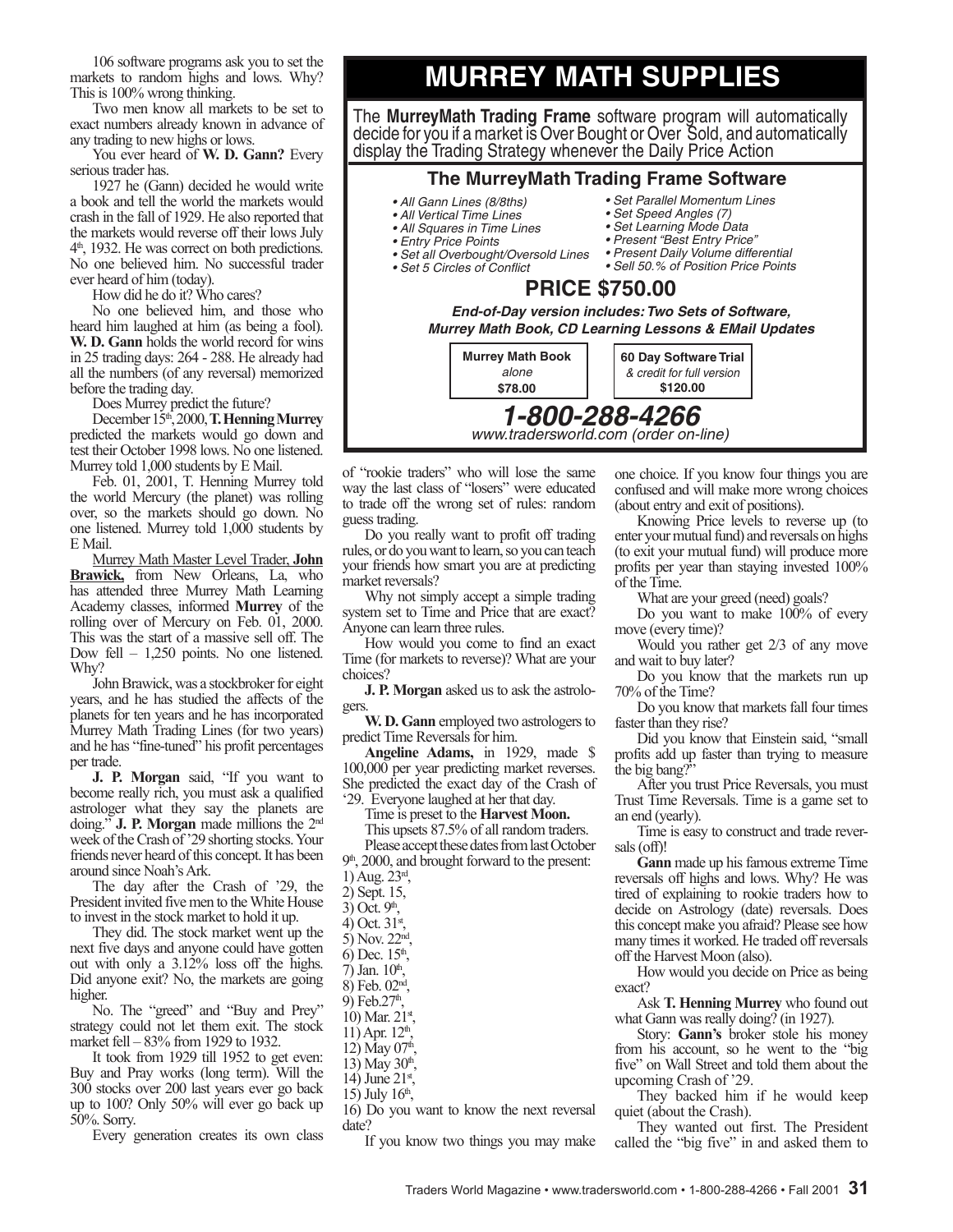106 software programs ask you to set the markets to random highs and lows. Why? This is 100% wrong thinking.

Two men know all markets to be set to exact numbers already known in advance of any trading to new highs or lows.

You ever heard of **W. D. Gann?** Every serious trader has.

1927 he (Gann) decided he would write a book and tell the world the markets would crash in the fall of 1929. He also reported that the markets would reverse off their lows July 4th, 1932. He was correct on both predictions. No one believed him. No successful trader ever heard of him (today).

How did he do it? Who cares?

No one believed him, and those who heard him laughed at him (as being a fool). **W. D. Gann** holds the world record for wins in 25 trading days: 264 - 288. He already had all the numbers (of any reversal) memorized before the trading day.

Does Murrey predict the future?

December 15th, 2000, **T. Henning Murrey** predicted the markets would go down and test their October 1998 lows. No one listened. Murrey told 1,000 students by E Mail.

Feb. 01, 2001, T. Henning Murrey told the world Mercury (the planet) was rolling over, so the markets should go down. No one listened. Murrey told 1,000 students by E Mail.

Murrey Math Master Level Trader, **John Brawick,** from New Orleans, La, who has attended three Murrey Math Learning Academy classes, informed **Murrey** of the rolling over of Mercury on Feb. 01, 2000. This was the start of a massive sell off. The Dow fell – 1,250 points. No one listened. Why?

John Brawick, was a stockbroker for eight years, and he has studied the affects of the planets for ten years and he has incorporated Murrey Math Trading Lines (for two years) and he has "fine-tuned" his profit percentages per trade.

**J. P. Morgan** said, "If you want to become really rich, you must ask a qualified astrologer what they say the planets are doing." **J. P. Morgan** made millions the 2nd week of the Crash of '29 shorting stocks. Your friends never heard of this concept. It has been around since Noah's Ark.

The day after the Crash of '29, the President invited five men to the White House to invest in the stock market to hold it up.

They did. The stock market went up the next five days and anyone could have gotten out with only a 3.12% loss off the highs. Did anyone exit? No, the markets are going higher.

No. The "greed" and "Buy and Prey" strategy could not let them exit. The stock market fell – 83% from 1929 to 1932.

It took from 1929 till 1952 to get even: Buy and Pray works (long term). Will the 300 stocks over 200 last years ever go back up to 100? Only 50% will ever go back up 50%. Sorry.

Every generation creates its own class of "rookie traders" who will lose the same way the last class of "losers" were educated to trade off the wrong set of rules: random guess trading.

Do you really want to profit off trading rules, or do you want to learn, so you can teach your friends how smart you are at predicting market reversals?

Why not simply accept a simple trading system set to Time and Price that are exact? Anyone can learn three rules.

How would you come to find an exact Time (for markets to reverse)? What are your choices?

**J. P. Morgan** asked us to ask the astrologers.

**W. D. Gann** employed two astrologers to predict Time Reversals for him.

**Angeline Adams,** in 1929, made $ 100,000 per year predicting market reverses. She predicted the exact day of the Crash of '29. Everyone laughed at her that day.

Time is preset to the **Harvest Moon.**

This upsets 87.5% of all random traders.

Please accept these dates from last October 9th, 2000, and brought forward to the present:

1) Aug. 23rd,
2) Sept. 15,
3) Oct. 9th,
4) Oct. 31st,
5) Nov. 22nd,
6) Dec. 15th,
7) Jan. 10th,
8) Feb. 02nd,
9) Feb.27th,
10) Mar. 21st,
11) Apr. 12th,
12) May 07th,
13) May 30th,
14) June 21st,
15) July 16th,
16) Do you want to know the next reversal date?

If you know two things you may make one choice. If you know four things you are confused and will make more wrong choices (about entry and exit of positions).

Knowing Price levels to reverse up (to enter your mutual fund) and reversals on highs (to exit your mutual fund) will produce more profits per year than staying invested 100% of the Time.

What are your greed (need) goals?

Do you want to make 100% of every move (every time)?

Would you rather get 2/3 of any move and wait to buy later?

Do you know that the markets run up 70% of the Time?

Do you know that markets fall four times faster than they rise?

Did you know that Einstein said, "small profits add up faster than trying to measure the big bang?"

After you trust Price Reversals, you must Trust Time Reversals. Time is a game set to an end (yearly).

Time is easy to construct and trade reversals (off)!

**Gann** made up his famous extreme Time reversals off highs and lows. Why? He was tired of explaining to rookie traders how to decide on Astrology (date) reversals. Does this concept make you afraid? Please see how many times it worked. He traded off reversals off the Harvest Moon (also).

How would you decide on Price as being exact?

Ask **T. Henning Murrey** who found out what Gann was really doing? (in 1927).

Story: **Gann's** broker stole his money from his account, so he went to the "big five" on Wall Street and told them about the upcoming Crash of '29.

They backed him if he would keep quiet (about the Crash).

They wanted out first. The President called the "big five" in and asked them to

---

# MURREY MATH SUPPLIES

The **MurreyMath Trading Frame** software program will automatically decide for you if a market is Over Bought or Over Sold, and automatically display the Trading Strategy whenever the Daily Price Action

## The MurreyMath Trading Frame Software

- *All Gann Lines (8/8ths)*
- *All Vertical Time Lines*
- *All Squares in Time Lines*
- *Entry Price Points*
- *Set all Overbought/Oversold Lines*
- *Set 5 Circles of Conflict*
- *Set Parallel Momentum Lines*
- *Set Speed Angles (7)*
- *Set Learning Mode Data*
- *Present "Best Entry Price"*
- *Present Daily Volume differential*
- *Sell 50.% of Position Price Points*

## PRICE $750.00

***End-of-Day version includes: Two Sets of Software, Murrey Math Book, CD Learning Lessons & EMail Updates***

**Murrey Math Book**
*alone*
**$78.00**

**60 Day Software Trial**
*& credit for full version*
**$120.00**

***1-800-288-4266***

*www.tradersworld.com (order on-line)*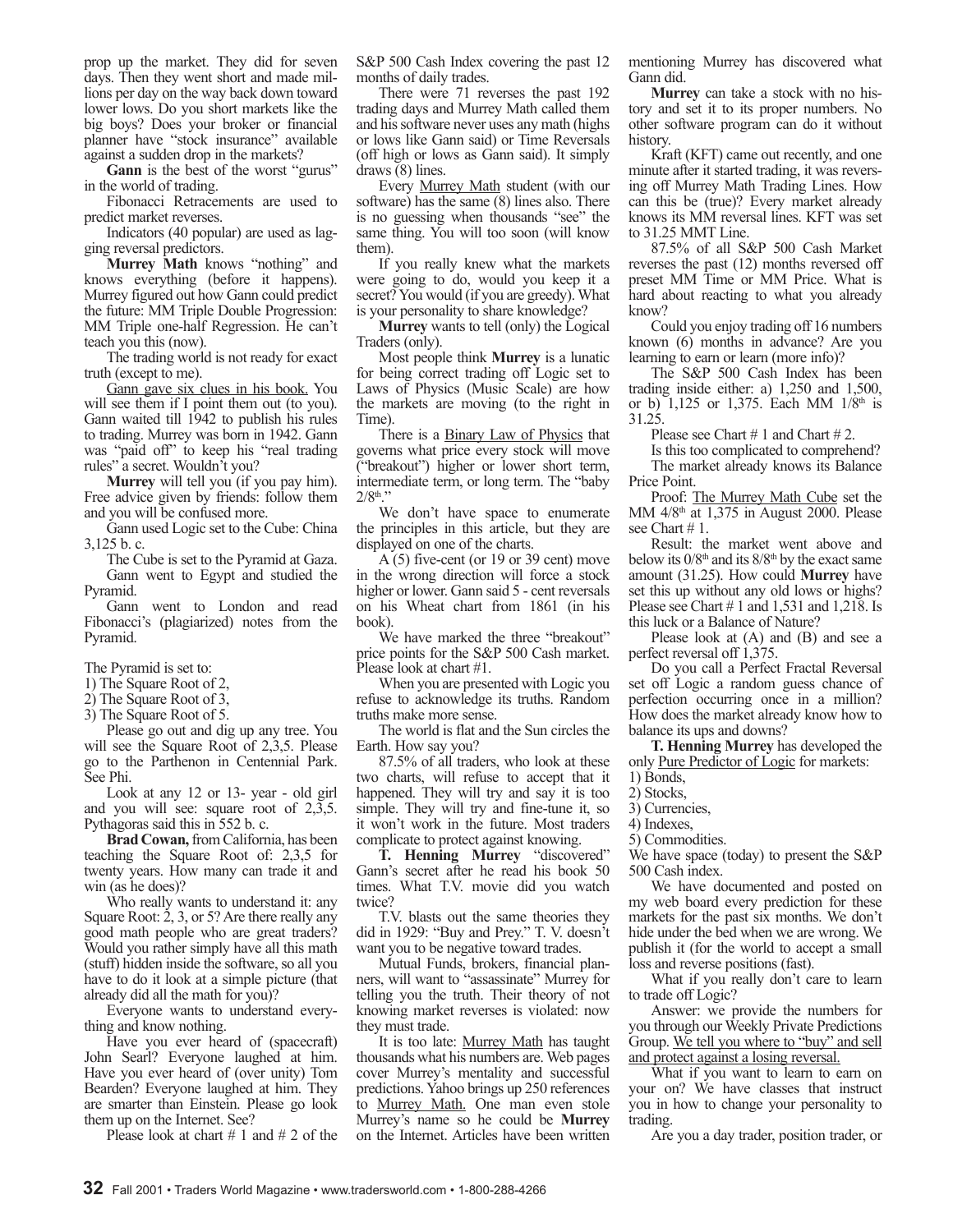prop up the market. They did for seven days. Then they went short and made millions per day on the way back down toward lower lows. Do you short markets like the big boys? Does your broker or financial planner have "stock insurance" available against a sudden drop in the markets?

**Gann** is the best of the worst "gurus" in the world of trading.

Fibonacci Retracements are used to predict market reverses.

Indicators (40 popular) are used as lagging reversal predictors.

**Murrey Math** knows "nothing" and knows everything (before it happens). Murrey figured out how Gann could predict the future: MM Triple Double Progression: MM Triple one-half Regression. He can't teach you this (now).

The trading world is not ready for exact truth (except to me).

Gann gave six clues in his book. You will see them if I point them out (to you). Gann waited till 1942 to publish his rules to trading. Murrey was born in 1942. Gann was "paid off" to keep his "real trading rules" a secret. Wouldn't you?

**Murrey** will tell you (if you pay him). Free advice given by friends: follow them and you will be confused more.

Gann used Logic set to the Cube: China 3,125 b. c.

The Cube is set to the Pyramid at Gaza.

Gann went to Egypt and studied the Pyramid.

Gann went to London and read Fibonacci's (plagiarized) notes from the Pyramid.

The Pyramid is set to:
1) The Square Root of 2,
2) The Square Root of 3,
3) The Square Root of 5.

Please go out and dig up any tree. You will see the Square Root of 2,3,5. Please go to the Parthenon in Centennial Park. See Phi.

Look at any 12 or 13- year - old girl and you will see: square root of 2,3,5. Pythagoras said this in 552 b. c.

**Brad Cowan,** from California, has been teaching the Square Root of: 2,3,5 for twenty years. How many can trade it and win (as he does)?

Who really wants to understand it: any Square Root: 2, 3, or 5? Are there really any good math people who are great traders? Would you rather simply have all this math (stuff) hidden inside the software, so all you have to do it look at a simple picture (that already did all the math for you)?

Everyone wants to understand everything and know nothing.

Have you ever heard of (spacecraft) John Searl? Everyone laughed at him. Have you ever heard of (over unity) Tom Bearden? Everyone laughed at him. They are smarter than Einstein. Please go look them up on the Internet. See?

Please look at chart # 1 and # 2 of the S&P 500 Cash Index covering the past 12 months of daily trades.

There were 71 reverses the past 192 trading days and Murrey Math called them and his software never uses any math (highs or lows like Gann said) or Time Reversals (off high or lows as Gann said). It simply draws (8) lines.

Every Murrey Math student (with our software) has the same (8) lines also. There is no guessing when thousands "see" the same thing. You will too soon (will know them).

If you really knew what the markets were going to do, would you keep it a secret? You would (if you are greedy). What is your personality to share knowledge?

**Murrey** wants to tell (only) the Logical Traders (only).

Most people think **Murrey** is a lunatic for being correct trading off Logic set to Laws of Physics (Music Scale) are how the markets are moving (to the right in Time).

There is a Binary Law of Physics that governs what price every stock will move ("breakout") higher or lower short term, intermediate term, or long term. The "baby 2/8th."

We don't have space to enumerate the principles in this article, but they are displayed on one of the charts.

A (5) five-cent (or 19 or 39 cent) move in the wrong direction will force a stock higher or lower. Gann said 5 - cent reversals on his Wheat chart from 1861 (in his book).

We have marked the three "breakout" price points for the S&P 500 Cash market. Please look at chart #1.

When you are presented with Logic you refuse to acknowledge its truths. Random truths make more sense.

The world is flat and the Sun circles the Earth. How say you?

87.5% of all traders, who look at these two charts, will refuse to accept that it happened. They will try and say it is too simple. They will try and fine-tune it, so it won't work in the future. Most traders complicate to protect against knowing.

**T. Henning Murrey** "discovered" Gann's secret after he read his book 50 times. What T.V. movie did you watch twice?

T.V. blasts out the same theories they did in 1929: "Buy and Prey." T. V. doesn't want you to be negative toward trades.

Mutual Funds, brokers, financial planners, will want to "assassinate" Murrey for telling you the truth. Their theory of not knowing market reverses is violated: now they must trade.

It is too late: Murrey Math has taught thousands what his numbers are. Web pages cover Murrey's mentality and successful predictions. Yahoo brings up 250 references to Murrey Math. One man even stole Murrey's name so he could be **Murrey** on the Internet. Articles have been written mentioning Murrey has discovered what Gann did.

**Murrey** can take a stock with no history and set it to its proper numbers. No other software program can do it without history.

Kraft (KFT) came out recently, and one minute after it started trading, it was reversing off Murrey Math Trading Lines. How can this be (true)? Every market already knows its MM reversal lines. KFT was set to 31.25 MMT Line.

87.5% of all S&P 500 Cash Market reverses the past (12) months reversed off preset MM Time or MM Price. What is hard about reacting to what you already know?

Could you enjoy trading off 16 numbers known (6) months in advance? Are you learning to earn or learn (more info)?

The S&P 500 Cash Index has been trading inside either: a) 1,250 and 1,500, or b) 1,125 or 1,375. Each MM 1/8th is 31.25.

Please see Chart # 1 and Chart # 2.

Is this too complicated to comprehend?

The market already knows its Balance Price Point.

Proof: The Murrey Math Cube set the MM 4/8th at 1,375 in August 2000. Please see Chart # 1.

Result: the market went above and below its 0/8th and its 8/8th by the exact same amount (31.25). How could **Murrey** have set this up without any old lows or highs? Please see Chart # 1 and 1,531 and 1,218. Is this luck or a Balance of Nature?

Please look at (A) and (B) and see a perfect reversal off 1,375.

Do you call a Perfect Fractal Reversal set off Logic a random guess chance of perfection occurring once in a million? How does the market already know how to balance its ups and downs?

**T. Henning Murrey** has developed the only Pure Predictor of Logic for markets:
1) Bonds,
2) Stocks,
3) Currencies,
4) Indexes,
5) Commodities.

We have space (today) to present the S&P 500 Cash index.

We have documented and posted on my web board every prediction for these markets for the past six months. We don't hide under the bed when we are wrong. We publish it (for the world to accept a small loss and reverse positions (fast).

What if you really don't care to learn to trade off Logic?

Answer: we provide the numbers for you through our Weekly Private Predictions Group. We tell you where to "buy" and sell and protect against a losing reversal.

What if you want to learn to earn on your on? We have classes that instruct you in how to change your personality to trading.

Are you a day trader, position trader, or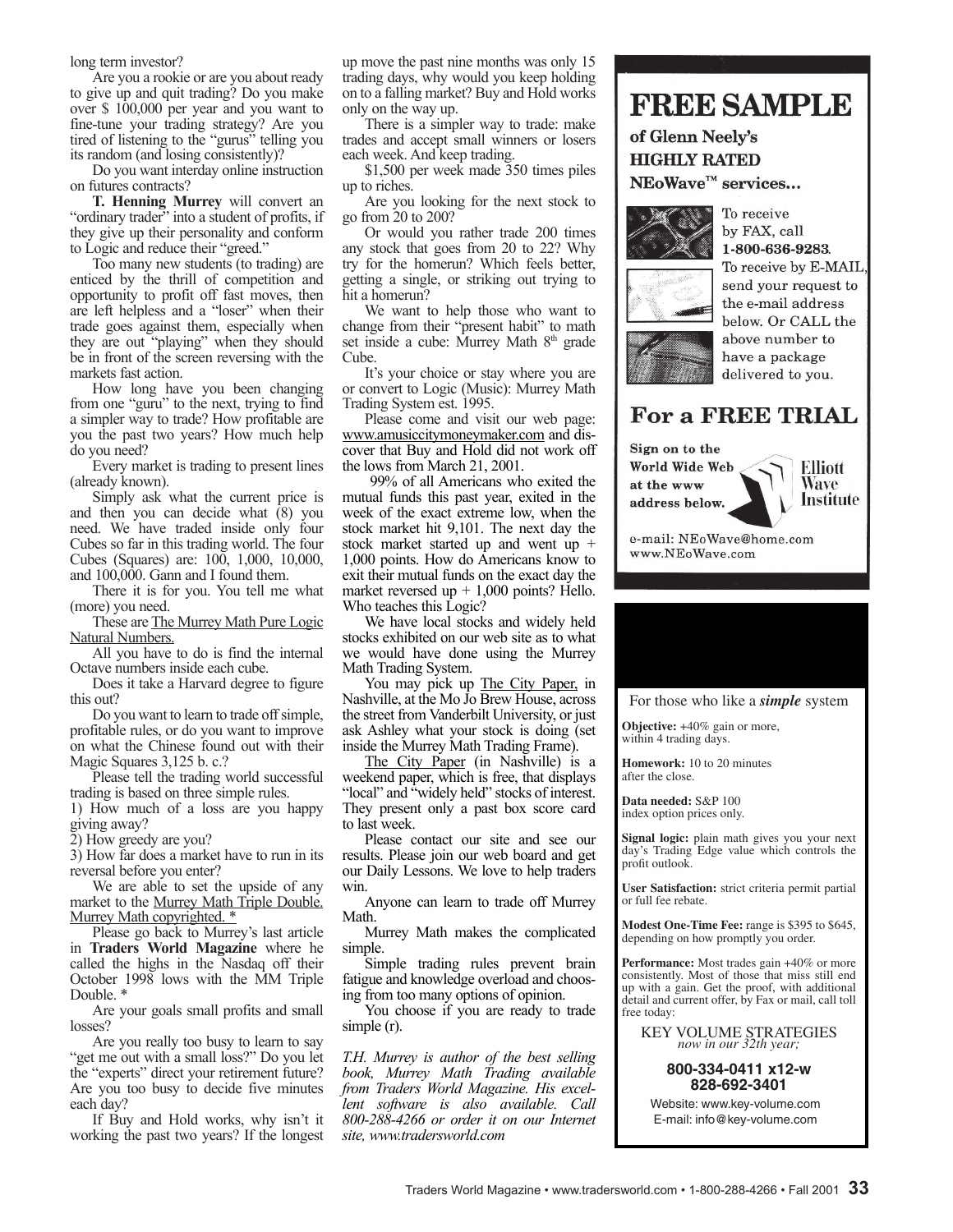long term investor?

Are you a rookie or are you about ready to give up and quit trading? Do you make over $ 100,000 per year and you want to fine-tune your trading strategy? Are you tired of listening to the "gurus" telling you its random (and losing consistently)?

Do you want interday online instruction on futures contracts?

**T. Henning Murrey** will convert an "ordinary trader" into a student of profits, if they give up their personality and conform to Logic and reduce their "greed."

Too many new students (to trading) are enticed by the thrill of competition and opportunity to profit off fast moves, then are left helpless and a "loser" when their trade goes against them, especially when they are out "playing" when they should be in front of the screen reversing with the markets fast action.

How long have you been changing from one "guru" to the next, trying to find a simpler way to trade? How profitable are you the past two years? How much help do you need?

Every market is trading to present lines (already known).

Simply ask what the current price is and then you can decide what (8) you need. We have traded inside only four Cubes so far in this trading world. The four Cubes (Squares) are: 100, 1,000, 10,000, and 100,000. Gann and I found them.

There it is for you. You tell me what (more) you need.

These are The Murrey Math Pure Logic Natural Numbers.

All you have to do is find the internal Octave numbers inside each cube.

Does it take a Harvard degree to figure this out?

Do you want to learn to trade off simple, profitable rules, or do you want to improve on what the Chinese found out with their Magic Squares 3,125 b. c.?

Please tell the trading world successful trading is based on three simple rules.

1) How much of a loss are you happy giving away?
2) How greedy are you?
3) How far does a market have to run in its reversal before you enter?

We are able to set the upside of any market to the Murrey Math Triple Double. Murrey Math copyrighted. *

Please go back to Murrey's last article in **Traders World Magazine** where he called the highs in the Nasdaq off their October 1998 lows with the MM Triple Double. *

Are your goals small profits and small losses?

Are you really too busy to learn to say "get me out with a small loss?" Do you let the "experts" direct your retirement future? Are you too busy to decide five minutes each day?

If Buy and Hold works, why isn't it working the past two years? If the longest up move the past nine months was only 15 trading days, why would you keep holding on to a falling market? Buy and Hold works only on the way up.

There is a simpler way to trade: make trades and accept small winners or losers each week. And keep trading.

$1,500 per week made 350 times piles up to riches.

Are you looking for the next stock to go from 20 to 200?

Or would you rather trade 200 times any stock that goes from 20 to 22? Why try for the homerun? Which feels better, getting a single, or striking out trying to hit a homerun?

We want to help those who want to change from their "present habit" to math set inside a cube: Murrey Math 8th grade Cube.

It's your choice or stay where you are or convert to Logic (Music): Murrey Math Trading System est. 1995.

Please come and visit our web page: www.amusiccitymoneymaker.com and discover that Buy and Hold did not work off the lows from March 21, 2001.

99% of all Americans who exited the mutual funds this past year, exited in the week of the exact extreme low, when the stock market hit 9,101. The next day the stock market started up and went up + 1,000 points. How do Americans know to exit their mutual funds on the exact day the market reversed up + 1,000 points? Hello. Who teaches this Logic?

We have local stocks and widely held stocks exhibited on our web site as to what we would have done using the Murrey Math Trading System.

You may pick up The City Paper, in Nashville, at the Mo Jo Brew House, across the street from Vanderbilt University, or just ask Ashley what your stock is doing (set inside the Murrey Math Trading Frame).

The City Paper (in Nashville) is a weekend paper, which is free, that displays "local" and "widely held" stocks of interest. They present only a past box score card to last week.

Please contact our site and see our results. Please join our web board and get our Daily Lessons. We love to help traders win.

Anyone can learn to trade off Murrey Math.

Murrey Math makes the complicated simple.

Simple trading rules prevent brain fatigue and knowledge overload and choosing from too many options of opinion.

You choose if you are ready to trade simple (r).

*T.H. Murrey is author of the best selling book, Murrey Math Trading available from Traders World Magazine. His excellent software is also available. Call 800-288-4266 or order it on our Internet site, www.tradersworld.com*

---

# FREE SAMPLE

**of Glenn Neely's HIGHLY RATED NEoWave™ services...**

To receive by FAX, call **1-800-636-9283**. To receive by E-MAIL, send your request to the e-mail address below. Or CALL the above number to have a package delivered to you.

## For a FREE TRIAL

**Sign on to the World Wide Web at the www address below.**

Elliott Wave Institute

e-mail: NEoWave@home.com
www.NEoWave.com

---

For those who like a ***simple*** system

**Objective:** +40% gain or more, within 4 trading days.

**Homework:** 10 to 20 minutes after the close.

**Data needed:** S&P 100 index option prices only.

**Signal logic:** plain math gives you your next day's Trading Edge value which controls the profit outlook.

**User Satisfaction:** strict criteria permit partial or full fee rebate.

**Modest One-Time Fee:** range is $395 to $645, depending on how promptly you order.

**Performance:** Most trades gain +40% or more consistently. Most of those that miss still end up with a gain. Get the proof, with additional detail and current offer, by Fax or mail, call toll free today:

KEY VOLUME STRATEGIES
*now in our 32th year;*

**800-334-0411 x12-w**
**828-692-3401**

Website: www.key-volume.com
E-mail: info@key-volume.com